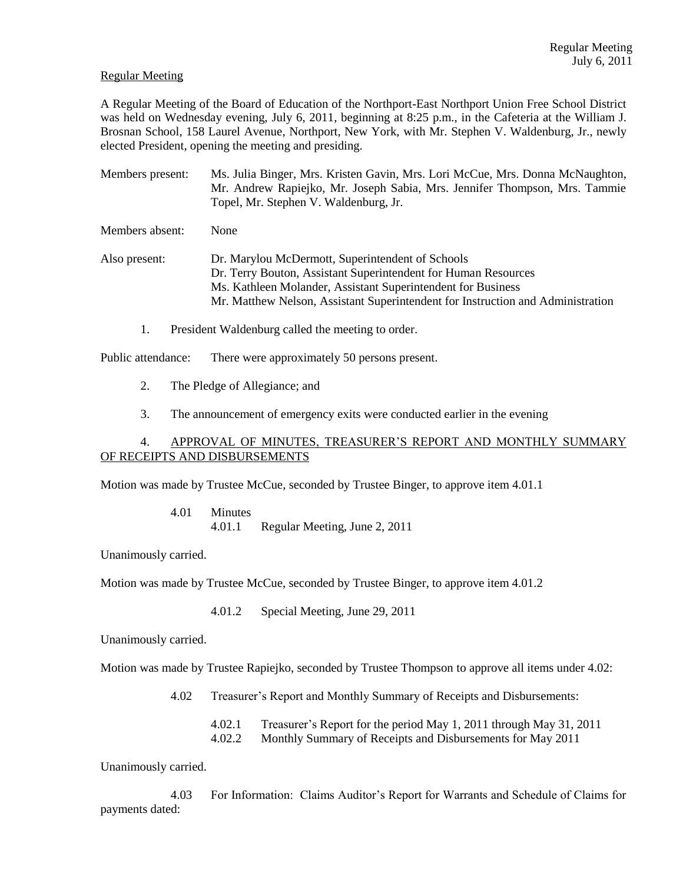Regular Meeting

A Regular Meeting of the Board of Education of the Northport-East Northport Union Free School District was held on Wednesday evening, July 6, 2011, beginning at 8:25 p.m., in the Cafeteria at the William J. Brosnan School, 158 Laurel Avenue, Northport, New York, with Mr. Stephen V. Waldenburg, Jr., newly elected President, opening the meeting and presiding.

Members present: Ms. Julia Binger, Mrs. Kristen Gavin, Mrs. Lori McCue, Mrs. Donna McNaughton, Mr. Andrew Rapiejko, Mr. Joseph Sabia, Mrs. Jennifer Thompson, Mrs. Tammie Topel, Mr. Stephen V. Waldenburg, Jr.

Members absent: None

Also present: Dr. Marylou McDermott, Superintendent of Schools
Dr. Terry Bouton, Assistant Superintendent for Human Resources
Ms. Kathleen Molander, Assistant Superintendent for Business
Mr. Matthew Nelson, Assistant Superintendent for Instruction and Administration

1. President Waldenburg called the meeting to order.

Public attendance: There were approximately 50 persons present.

2. The Pledge of Allegiance; and

3. The announcement of emergency exits were conducted earlier in the evening

4. APPROVAL OF MINUTES, TREASURER'S REPORT AND MONTHLY SUMMARY OF RECEIPTS AND DISBURSEMENTS

Motion was made by Trustee McCue, seconded by Trustee Binger, to approve item 4.01.1

4.01 Minutes
4.01.1 Regular Meeting, June 2, 2011

Unanimously carried.

Motion was made by Trustee McCue, seconded by Trustee Binger, to approve item 4.01.2

4.01.2 Special Meeting, June 29, 2011

Unanimously carried.

Motion was made by Trustee Rapiejko, seconded by Trustee Thompson to approve all items under 4.02:

4.02 Treasurer's Report and Monthly Summary of Receipts and Disbursements:

4.02.1 Treasurer's Report for the period May 1, 2011 through May 31, 2011
4.02.2 Monthly Summary of Receipts and Disbursements for May 2011

Unanimously carried.

4.03 For Information: Claims Auditor's Report for Warrants and Schedule of Claims for payments dated: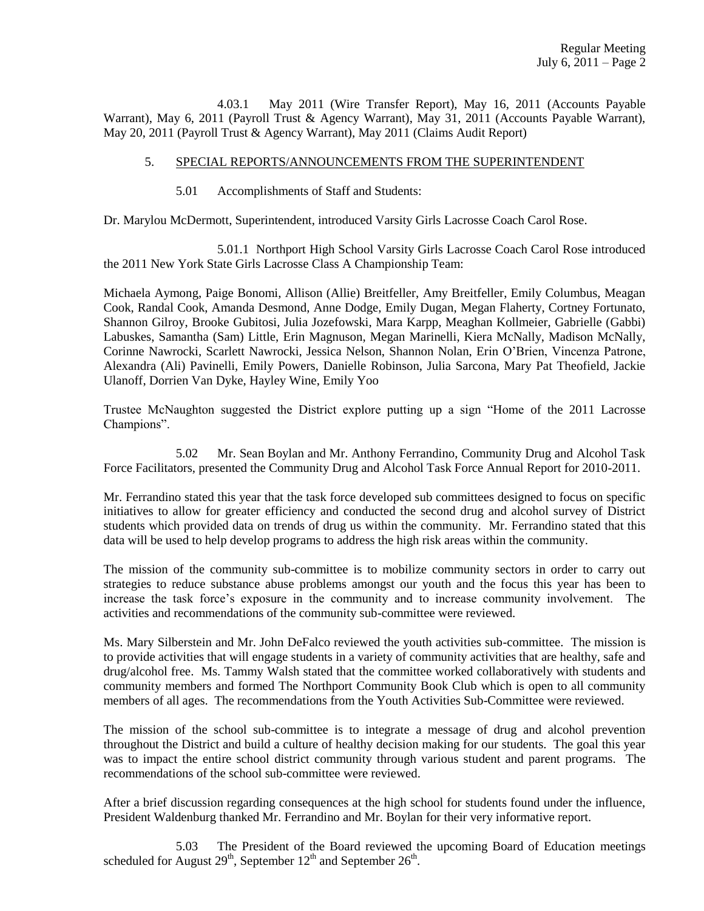4.03.1 May 2011 (Wire Transfer Report), May 16, 2011 (Accounts Payable Warrant), May 6, 2011 (Payroll Trust & Agency Warrant), May 31, 2011 (Accounts Payable Warrant), May 20, 2011 (Payroll Trust & Agency Warrant), May 2011 (Claims Audit Report)

5. SPECIAL REPORTS/ANNOUNCEMENTS FROM THE SUPERINTENDENT

5.01 Accomplishments of Staff and Students:

Dr. Marylou McDermott, Superintendent, introduced Varsity Girls Lacrosse Coach Carol Rose.

5.01.1 Northport High School Varsity Girls Lacrosse Coach Carol Rose introduced the 2011 New York State Girls Lacrosse Class A Championship Team:

Michaela Aymong, Paige Bonomi, Allison (Allie) Breitfeller, Amy Breitfeller, Emily Columbus, Meagan Cook, Randal Cook, Amanda Desmond, Anne Dodge, Emily Dugan, Megan Flaherty, Cortney Fortunato, Shannon Gilroy, Brooke Gubitosi, Julia Jozefowski, Mara Karpp, Meaghan Kollmeier, Gabrielle (Gabbi) Labuskes, Samantha (Sam) Little, Erin Magnuson, Megan Marinelli, Kiera McNally, Madison McNally, Corinne Nawrocki, Scarlett Nawrocki, Jessica Nelson, Shannon Nolan, Erin O'Brien, Vincenza Patrone, Alexandra (Ali) Pavinelli, Emily Powers, Danielle Robinson, Julia Sarcona, Mary Pat Theofield, Jackie Ulanoff, Dorrien Van Dyke, Hayley Wine, Emily Yoo

Trustee McNaughton suggested the District explore putting up a sign "Home of the 2011 Lacrosse Champions".

5.02 Mr. Sean Boylan and Mr. Anthony Ferrandino, Community Drug and Alcohol Task Force Facilitators, presented the Community Drug and Alcohol Task Force Annual Report for 2010-2011.

Mr. Ferrandino stated this year that the task force developed sub committees designed to focus on specific initiatives to allow for greater efficiency and conducted the second drug and alcohol survey of District students which provided data on trends of drug us within the community. Mr. Ferrandino stated that this data will be used to help develop programs to address the high risk areas within the community.

The mission of the community sub-committee is to mobilize community sectors in order to carry out strategies to reduce substance abuse problems amongst our youth and the focus this year has been to increase the task force's exposure in the community and to increase community involvement. The activities and recommendations of the community sub-committee were reviewed.

Ms. Mary Silberstein and Mr. John DeFalco reviewed the youth activities sub-committee. The mission is to provide activities that will engage students in a variety of community activities that are healthy, safe and drug/alcohol free. Ms. Tammy Walsh stated that the committee worked collaboratively with students and community members and formed The Northport Community Book Club which is open to all community members of all ages. The recommendations from the Youth Activities Sub-Committee were reviewed.

The mission of the school sub-committee is to integrate a message of drug and alcohol prevention throughout the District and build a culture of healthy decision making for our students. The goal this year was to impact the entire school district community through various student and parent programs. The recommendations of the school sub-committee were reviewed.

After a brief discussion regarding consequences at the high school for students found under the influence, President Waldenburg thanked Mr. Ferrandino and Mr. Boylan for their very informative report.

5.03 The President of the Board reviewed the upcoming Board of Education meetings scheduled for August 29th, September 12th and September 26th.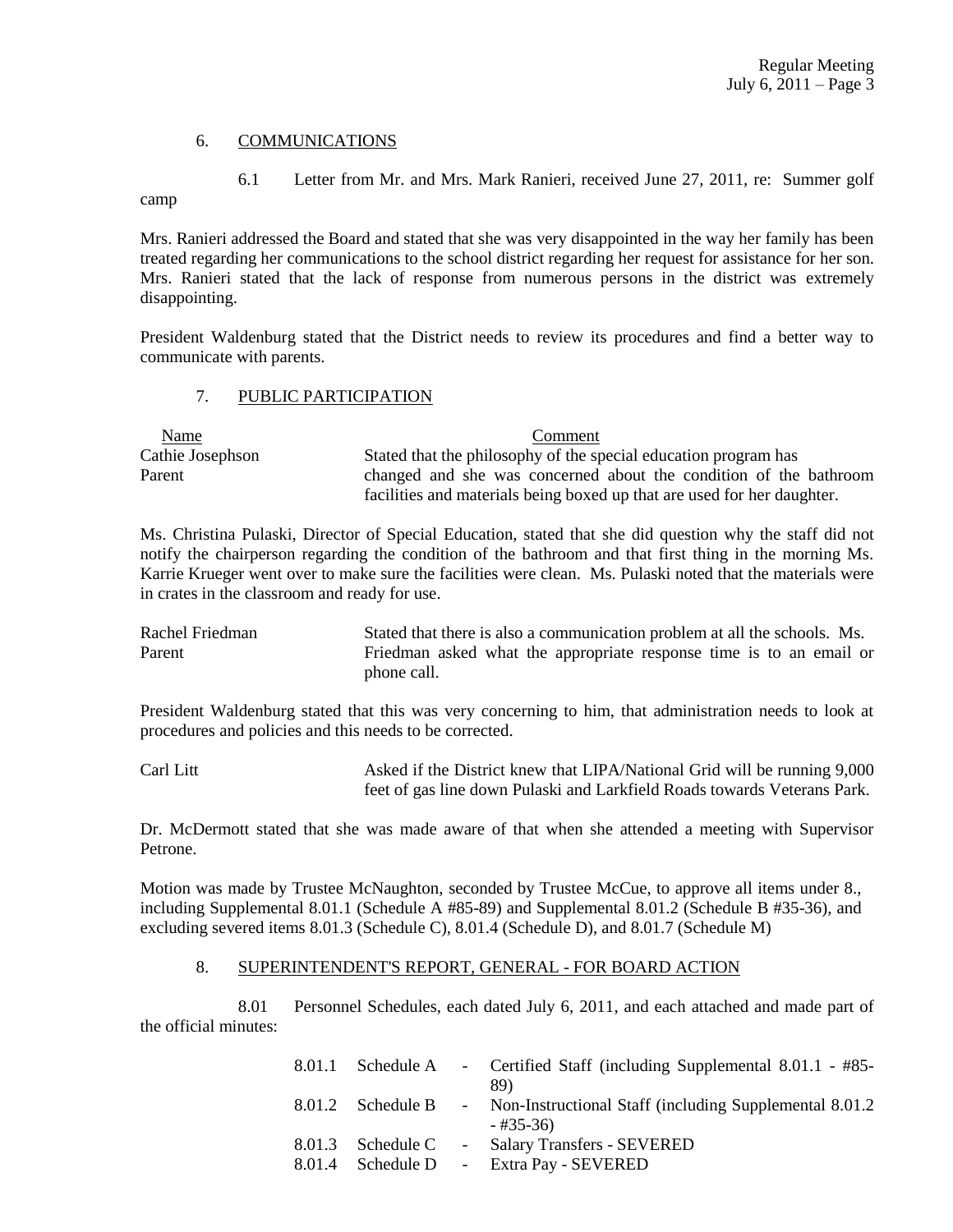## 6. COMMUNICATIONS

6.1 Letter from Mr. and Mrs. Mark Ranieri, received June 27, 2011, re: Summer golf camp

Mrs. Ranieri addressed the Board and stated that she was very disappointed in the way her family has been treated regarding her communications to the school district regarding her request for assistance for her son. Mrs. Ranieri stated that the lack of response from numerous persons in the district was extremely disappointing.

President Waldenburg stated that the District needs to review its procedures and find a better way to communicate with parents.

## 7. PUBLIC PARTICIPATION

| Name | Comment |
|---|---|
| Cathie Josephson<br>Parent | Stated that the philosophy of the special education program has changed and she was concerned about the condition of the bathroom facilities and materials being boxed up that are used for her daughter. |

Ms. Christina Pulaski, Director of Special Education, stated that she did question why the staff did not notify the chairperson regarding the condition of the bathroom and that first thing in the morning Ms. Karrie Krueger went over to make sure the facilities were clean. Ms. Pulaski noted that the materials were in crates in the classroom and ready for use.

| | |
|---|---|
| Rachel Friedman<br>Parent | Stated that there is also a communication problem at all the schools. Ms. Friedman asked what the appropriate response time is to an email or phone call. |

President Waldenburg stated that this was very concerning to him, that administration needs to look at procedures and policies and this needs to be corrected.

| | |
|---|---|
| Carl Litt | Asked if the District knew that LIPA/National Grid will be running 9,000 feet of gas line down Pulaski and Larkfield Roads towards Veterans Park. |

Dr. McDermott stated that she was made aware of that when she attended a meeting with Supervisor Petrone.

Motion was made by Trustee McNaughton, seconded by Trustee McCue, to approve all items under 8., including Supplemental 8.01.1 (Schedule A #85-89) and Supplemental 8.01.2 (Schedule B #35-36), and excluding severed items 8.01.3 (Schedule C), 8.01.4 (Schedule D), and 8.01.7 (Schedule M)

## 8. SUPERINTENDENT'S REPORT, GENERAL - FOR BOARD ACTION

8.01 Personnel Schedules, each dated July 6, 2011, and each attached and made part of the official minutes:

| | | | |
|---|---|---|---|
| 8.01.1 | Schedule A | - | Certified Staff (including Supplemental 8.01.1 - #85-89) |
| 8.01.2 | Schedule B | - | Non-Instructional Staff (including Supplemental 8.01.2 - #35-36) |
| 8.01.3 | Schedule C | - | Salary Transfers - SEVERED |
| 8.01.4 | Schedule D | - | Extra Pay - SEVERED |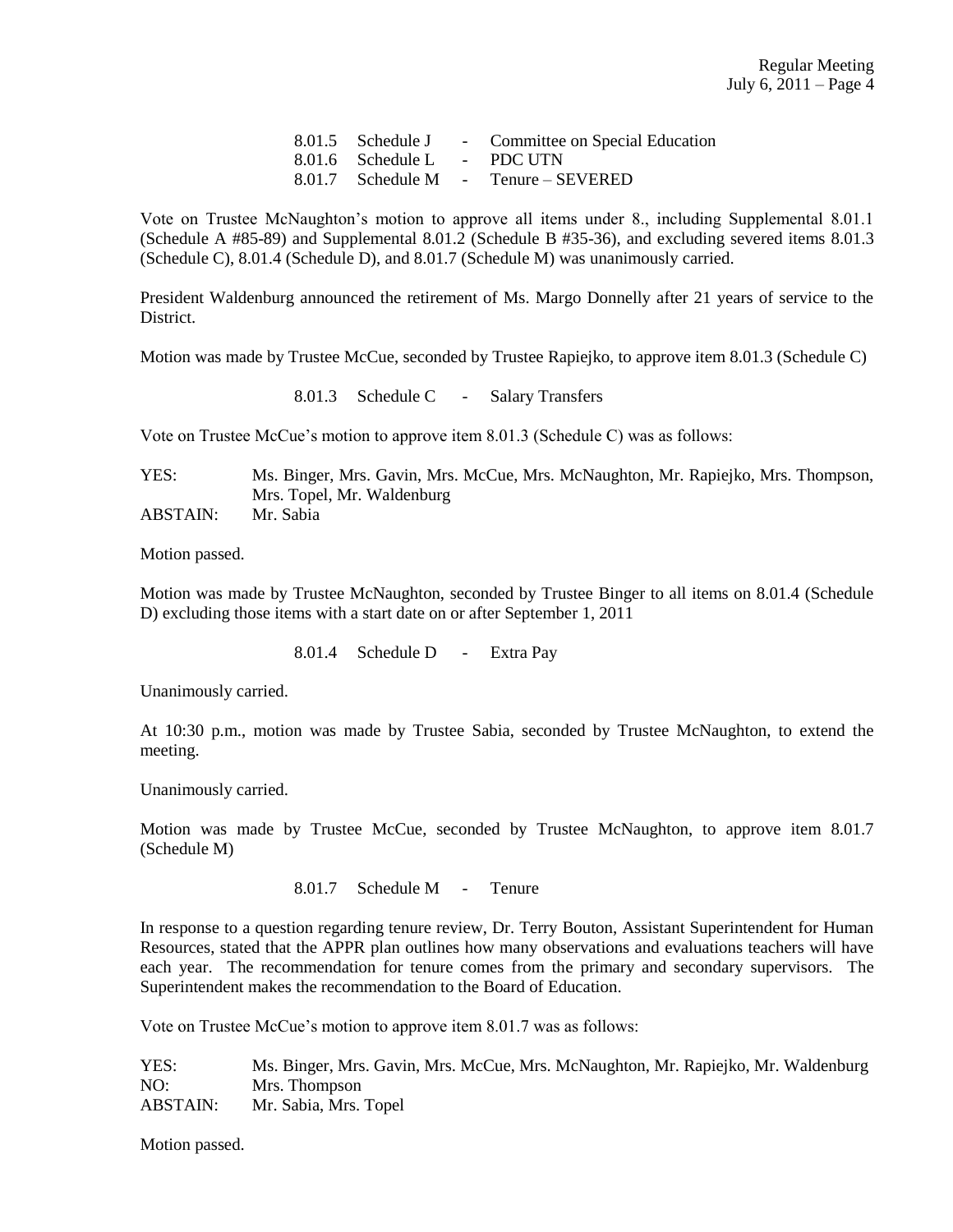8.01.5 Schedule J - Committee on Special Education
8.01.6 Schedule L - PDC UTN
8.01.7 Schedule M - Tenure – SEVERED

Vote on Trustee McNaughton's motion to approve all items under 8., including Supplemental 8.01.1 (Schedule A #85-89) and Supplemental 8.01.2 (Schedule B #35-36), and excluding severed items 8.01.3 (Schedule C), 8.01.4 (Schedule D), and 8.01.7 (Schedule M) was unanimously carried.

President Waldenburg announced the retirement of Ms. Margo Donnelly after 21 years of service to the District.

Motion was made by Trustee McCue, seconded by Trustee Rapiejko, to approve item 8.01.3 (Schedule C)

8.01.3 Schedule C - Salary Transfers

Vote on Trustee McCue's motion to approve item 8.01.3 (Schedule C) was as follows:

YES: Ms. Binger, Mrs. Gavin, Mrs. McCue, Mrs. McNaughton, Mr. Rapiejko, Mrs. Thompson, Mrs. Topel, Mr. Waldenburg
ABSTAIN: Mr. Sabia

Motion passed.

Motion was made by Trustee McNaughton, seconded by Trustee Binger to all items on 8.01.4 (Schedule D) excluding those items with a start date on or after September 1, 2011

8.01.4 Schedule D - Extra Pay

Unanimously carried.

At 10:30 p.m., motion was made by Trustee Sabia, seconded by Trustee McNaughton, to extend the meeting.

Unanimously carried.

Motion was made by Trustee McCue, seconded by Trustee McNaughton, to approve item 8.01.7 (Schedule M)

8.01.7 Schedule M - Tenure

In response to a question regarding tenure review, Dr. Terry Bouton, Assistant Superintendent for Human Resources, stated that the APPR plan outlines how many observations and evaluations teachers will have each year. The recommendation for tenure comes from the primary and secondary supervisors. The Superintendent makes the recommendation to the Board of Education.

Vote on Trustee McCue's motion to approve item 8.01.7 was as follows:

YES: Ms. Binger, Mrs. Gavin, Mrs. McCue, Mrs. McNaughton, Mr. Rapiejko, Mr. Waldenburg
NO: Mrs. Thompson
ABSTAIN: Mr. Sabia, Mrs. Topel

Motion passed.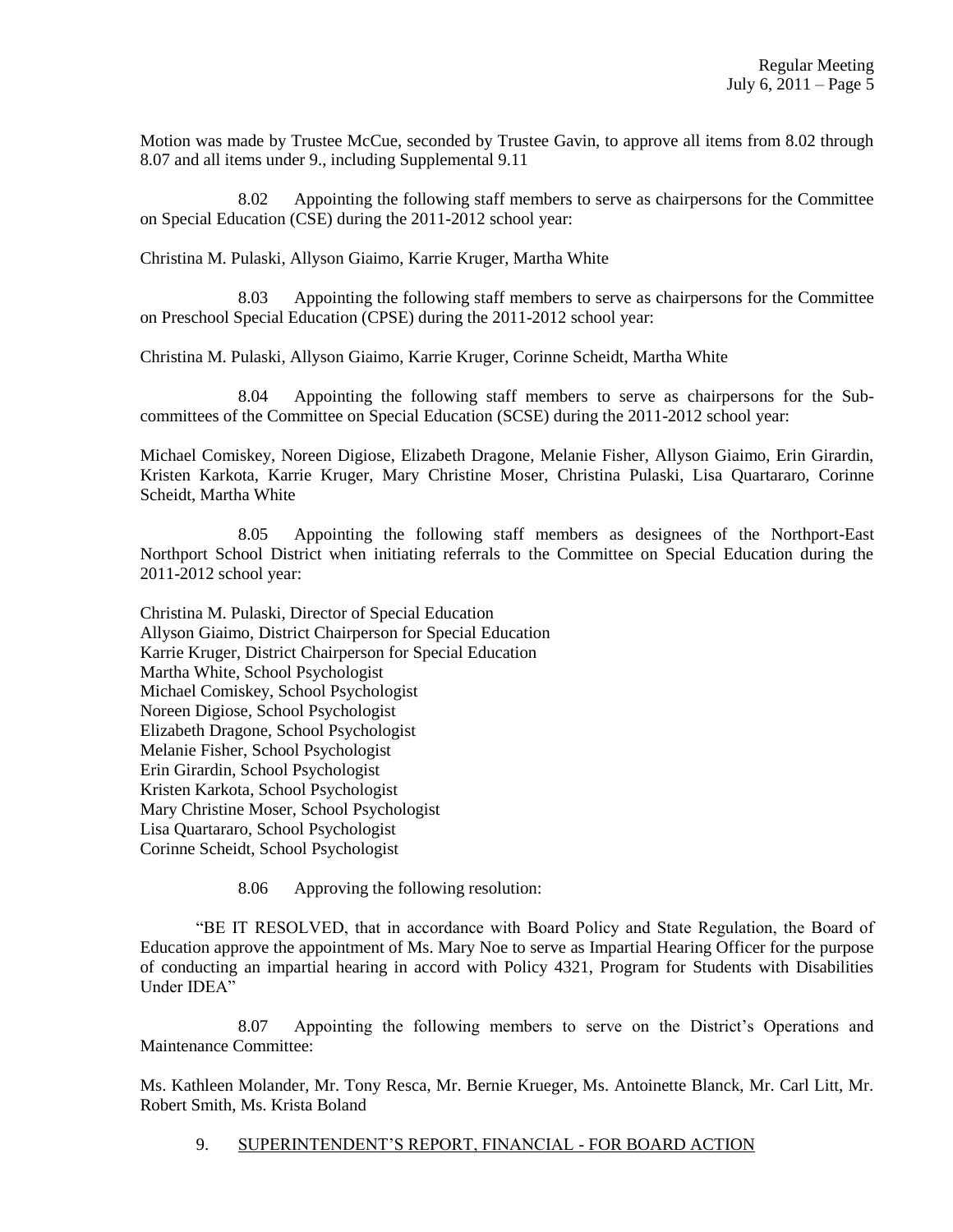Motion was made by Trustee McCue, seconded by Trustee Gavin, to approve all items from 8.02 through 8.07 and all items under 9., including Supplemental 9.11

8.02 Appointing the following staff members to serve as chairpersons for the Committee on Special Education (CSE) during the 2011-2012 school year:

Christina M. Pulaski, Allyson Giaimo, Karrie Kruger, Martha White

8.03 Appointing the following staff members to serve as chairpersons for the Committee on Preschool Special Education (CPSE) during the 2011-2012 school year:

Christina M. Pulaski, Allyson Giaimo, Karrie Kruger, Corinne Scheidt, Martha White

8.04 Appointing the following staff members to serve as chairpersons for the Sub-committees of the Committee on Special Education (SCSE) during the 2011-2012 school year:

Michael Comiskey, Noreen Digiose, Elizabeth Dragone, Melanie Fisher, Allyson Giaimo, Erin Girardin, Kristen Karkota, Karrie Kruger, Mary Christine Moser, Christina Pulaski, Lisa Quartararo, Corinne Scheidt, Martha White

8.05 Appointing the following staff members as designees of the Northport-East Northport School District when initiating referrals to the Committee on Special Education during the 2011-2012 school year:

Christina M. Pulaski, Director of Special Education
Allyson Giaimo, District Chairperson for Special Education
Karrie Kruger, District Chairperson for Special Education
Martha White, School Psychologist
Michael Comiskey, School Psychologist
Noreen Digiose, School Psychologist
Elizabeth Dragone, School Psychologist
Melanie Fisher, School Psychologist
Erin Girardin, School Psychologist
Kristen Karkota, School Psychologist
Mary Christine Moser, School Psychologist
Lisa Quartararo, School Psychologist
Corinne Scheidt, School Psychologist

8.06 Approving the following resolution:

"BE IT RESOLVED, that in accordance with Board Policy and State Regulation, the Board of Education approve the appointment of Ms. Mary Noe to serve as Impartial Hearing Officer for the purpose of conducting an impartial hearing in accord with Policy 4321, Program for Students with Disabilities Under IDEA"

8.07 Appointing the following members to serve on the District's Operations and Maintenance Committee:

Ms. Kathleen Molander, Mr. Tony Resca, Mr. Bernie Krueger, Ms. Antoinette Blanck, Mr. Carl Litt, Mr. Robert Smith, Ms. Krista Boland

9. SUPERINTENDENT'S REPORT, FINANCIAL - FOR BOARD ACTION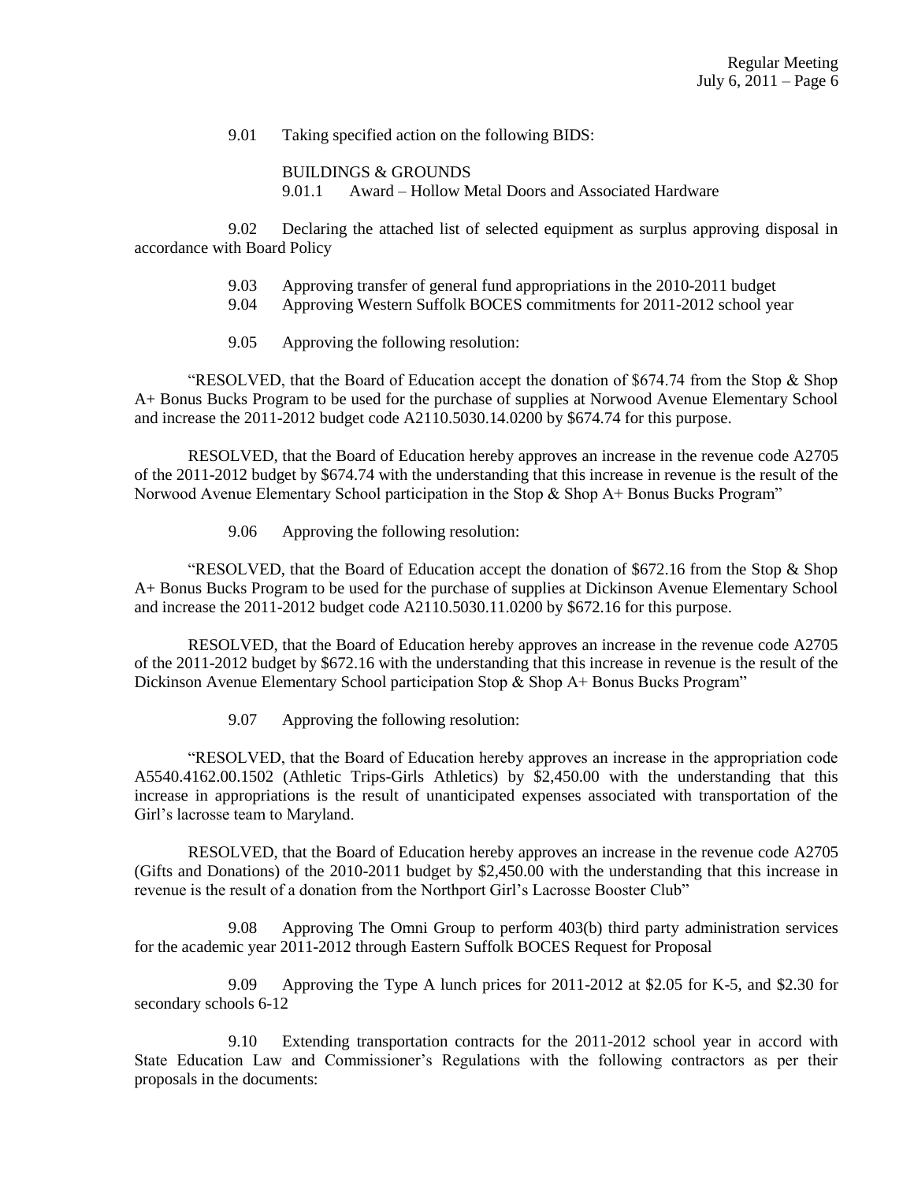9.01 Taking specified action on the following BIDS:

BUILDINGS & GROUNDS

9.01.1 Award – Hollow Metal Doors and Associated Hardware

9.02 Declaring the attached list of selected equipment as surplus approving disposal in accordance with Board Policy

9.03 Approving transfer of general fund appropriations in the 2010-2011 budget

9.04 Approving Western Suffolk BOCES commitments for 2011-2012 school year

9.05 Approving the following resolution:

"RESOLVED, that the Board of Education accept the donation of $674.74 from the Stop & Shop A+ Bonus Bucks Program to be used for the purchase of supplies at Norwood Avenue Elementary School and increase the 2011-2012 budget code A2110.5030.14.0200 by $674.74 for this purpose.

RESOLVED, that the Board of Education hereby approves an increase in the revenue code A2705 of the 2011-2012 budget by $674.74 with the understanding that this increase in revenue is the result of the Norwood Avenue Elementary School participation in the Stop & Shop A+ Bonus Bucks Program"

9.06 Approving the following resolution:

"RESOLVED, that the Board of Education accept the donation of $672.16 from the Stop & Shop A+ Bonus Bucks Program to be used for the purchase of supplies at Dickinson Avenue Elementary School and increase the 2011-2012 budget code A2110.5030.11.0200 by $672.16 for this purpose.

RESOLVED, that the Board of Education hereby approves an increase in the revenue code A2705 of the 2011-2012 budget by $672.16 with the understanding that this increase in revenue is the result of the Dickinson Avenue Elementary School participation Stop & Shop A+ Bonus Bucks Program"

9.07 Approving the following resolution:

"RESOLVED, that the Board of Education hereby approves an increase in the appropriation code A5540.4162.00.1502 (Athletic Trips-Girls Athletics) by $2,450.00 with the understanding that this increase in appropriations is the result of unanticipated expenses associated with transportation of the Girl's lacrosse team to Maryland.

RESOLVED, that the Board of Education hereby approves an increase in the revenue code A2705 (Gifts and Donations) of the 2010-2011 budget by $2,450.00 with the understanding that this increase in revenue is the result of a donation from the Northport Girl's Lacrosse Booster Club"

9.08 Approving The Omni Group to perform 403(b) third party administration services for the academic year 2011-2012 through Eastern Suffolk BOCES Request for Proposal

9.09 Approving the Type A lunch prices for 2011-2012 at $2.05 for K-5, and $2.30 for secondary schools 6-12

9.10 Extending transportation contracts for the 2011-2012 school year in accord with State Education Law and Commissioner's Regulations with the following contractors as per their proposals in the documents: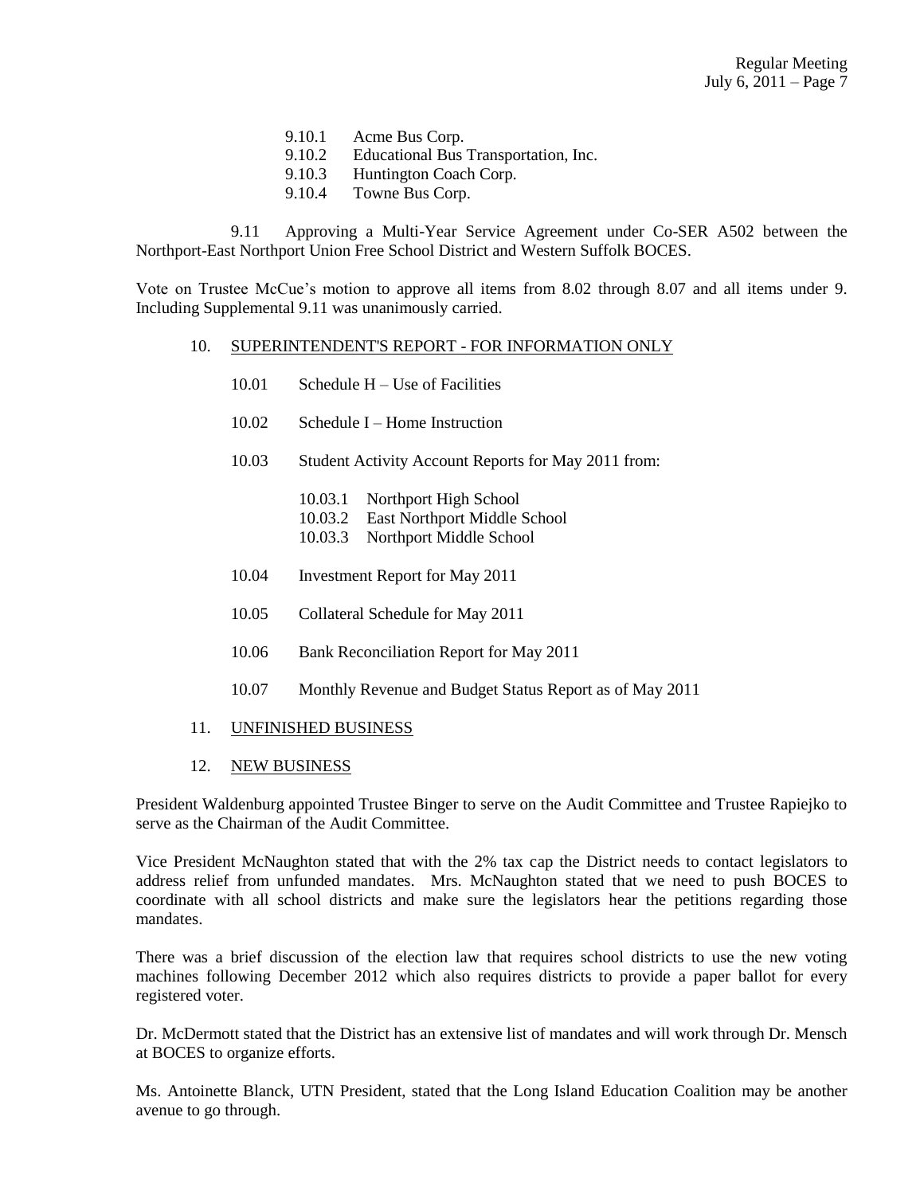- 9.10.1 Acme Bus Corp.
- 9.10.2 Educational Bus Transportation, Inc.
- 9.10.3 Huntington Coach Corp.
- 9.10.4 Towne Bus Corp.

9.11 Approving a Multi-Year Service Agreement under Co-SER A502 between the Northport-East Northport Union Free School District and Western Suffolk BOCES.

Vote on Trustee McCue's motion to approve all items from 8.02 through 8.07 and all items under 9. Including Supplemental 9.11 was unanimously carried.

10. SUPERINTENDENT'S REPORT - FOR INFORMATION ONLY

- 10.01 Schedule H – Use of Facilities
- 10.02 Schedule I – Home Instruction
- 10.03 Student Activity Account Reports for May 2011 from:
  - 10.03.1 Northport High School
  - 10.03.2 East Northport Middle School
  - 10.03.3 Northport Middle School
- 10.04 Investment Report for May 2011
- 10.05 Collateral Schedule for May 2011
- 10.06 Bank Reconciliation Report for May 2011
- 10.07 Monthly Revenue and Budget Status Report as of May 2011

11. UNFINISHED BUSINESS

12. NEW BUSINESS

President Waldenburg appointed Trustee Binger to serve on the Audit Committee and Trustee Rapiejko to serve as the Chairman of the Audit Committee.

Vice President McNaughton stated that with the 2% tax cap the District needs to contact legislators to address relief from unfunded mandates. Mrs. McNaughton stated that we need to push BOCES to coordinate with all school districts and make sure the legislators hear the petitions regarding those mandates.

There was a brief discussion of the election law that requires school districts to use the new voting machines following December 2012 which also requires districts to provide a paper ballot for every registered voter.

Dr. McDermott stated that the District has an extensive list of mandates and will work through Dr. Mensch at BOCES to organize efforts.

Ms. Antoinette Blanck, UTN President, stated that the Long Island Education Coalition may be another avenue to go through.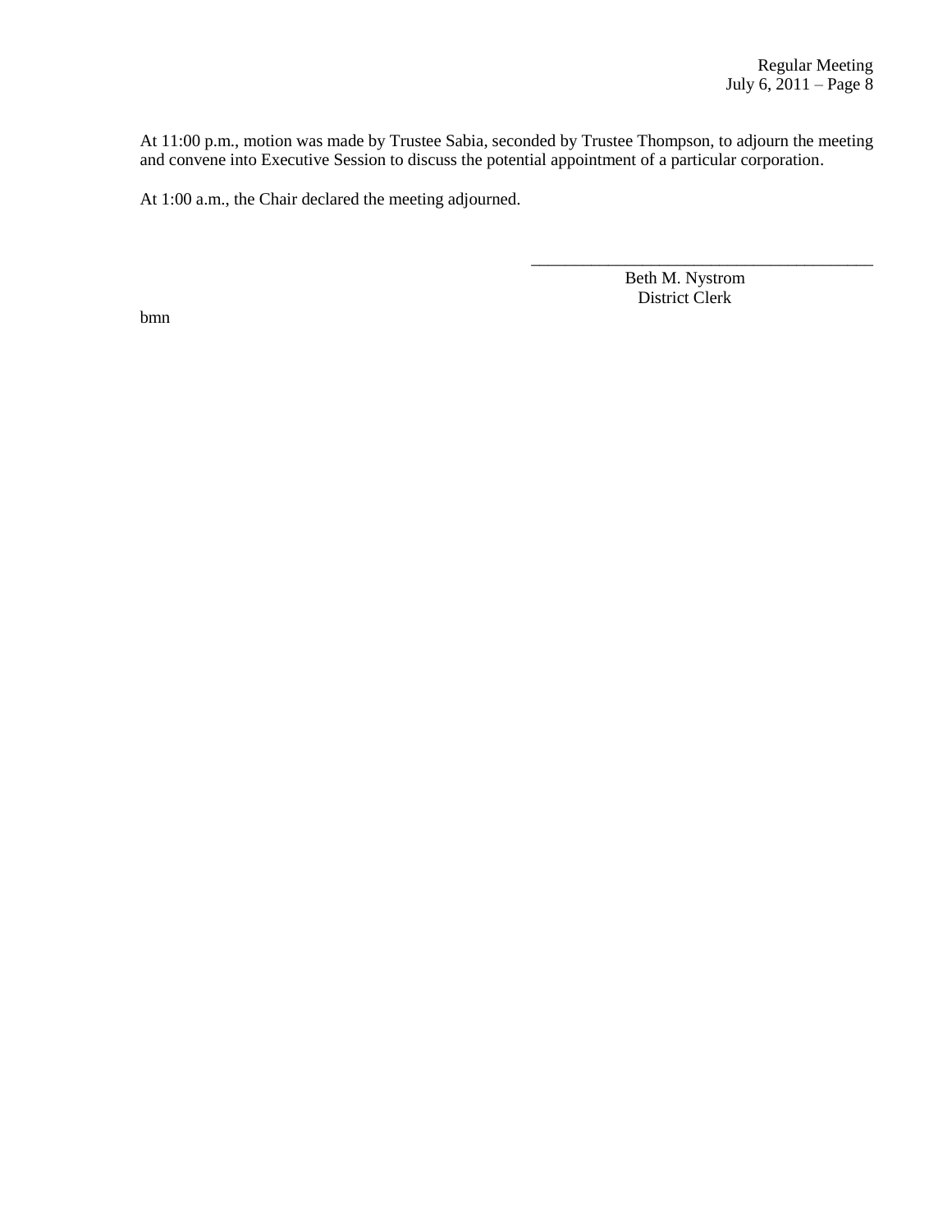At 11:00 p.m., motion was made by Trustee Sabia, seconded by Trustee Thompson, to adjourn the meeting and convene into Executive Session to discuss the potential appointment of a particular corporation.

At 1:00 a.m., the Chair declared the meeting adjourned.

\_\_\_\_\_\_\_\_\_\_\_\_\_\_\_\_\_\_\_\_\_\_\_\_\_\_\_\_\_\_\_\_\_\_\_\_\_\_\_\_

Beth M. Nystrom
District Clerk

bmn